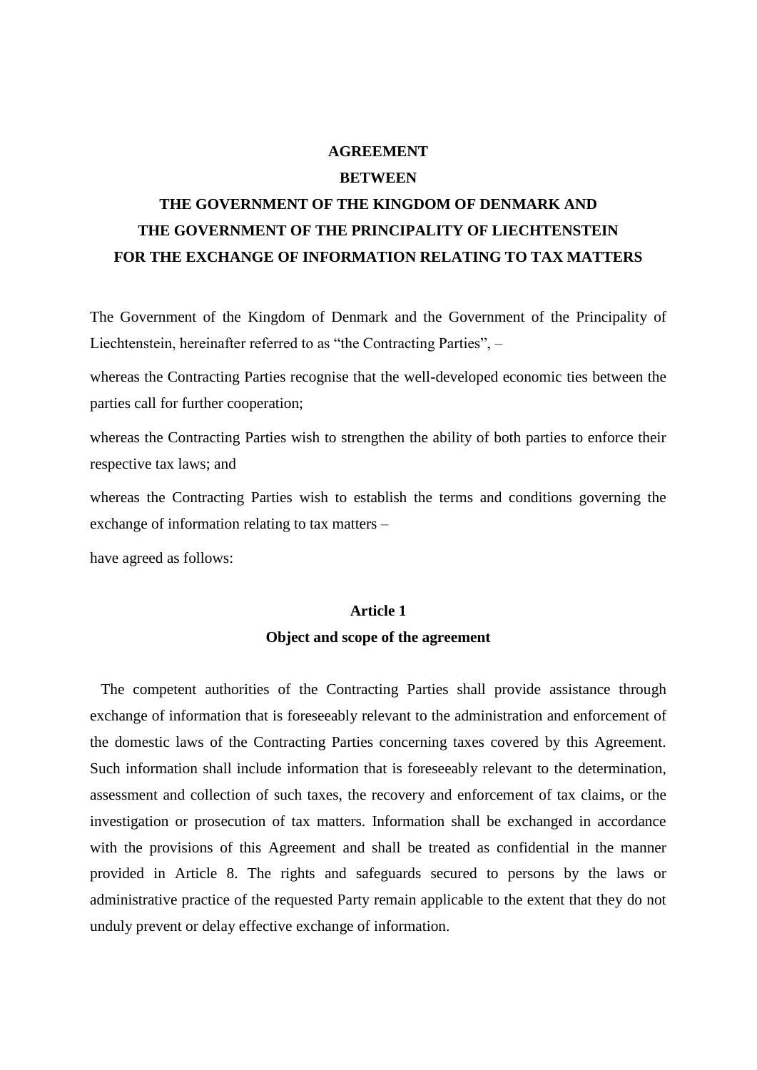# AGREEMENT
# BETWEEN
# THE GOVERNMENT OF THE KINGDOM OF DENMARK AND THE GOVERNMENT OF THE PRINCIPALITY OF LIECHTENSTEIN FOR THE EXCHANGE OF INFORMATION RELATING TO TAX MATTERS

The Government of the Kingdom of Denmark and the Government of the Principality of Liechtenstein, hereinafter referred to as "the Contracting Parties", –

whereas the Contracting Parties recognise that the well-developed economic ties between the parties call for further cooperation;

whereas the Contracting Parties wish to strengthen the ability of both parties to enforce their respective tax laws; and

whereas the Contracting Parties wish to establish the terms and conditions governing the exchange of information relating to tax matters –

have agreed as follows:

## Article 1
## Object and scope of the agreement

The competent authorities of the Contracting Parties shall provide assistance through exchange of information that is foreseeably relevant to the administration and enforcement of the domestic laws of the Contracting Parties concerning taxes covered by this Agreement. Such information shall include information that is foreseeably relevant to the determination, assessment and collection of such taxes, the recovery and enforcement of tax claims, or the investigation or prosecution of tax matters. Information shall be exchanged in accordance with the provisions of this Agreement and shall be treated as confidential in the manner provided in Article 8. The rights and safeguards secured to persons by the laws or administrative practice of the requested Party remain applicable to the extent that they do not unduly prevent or delay effective exchange of information.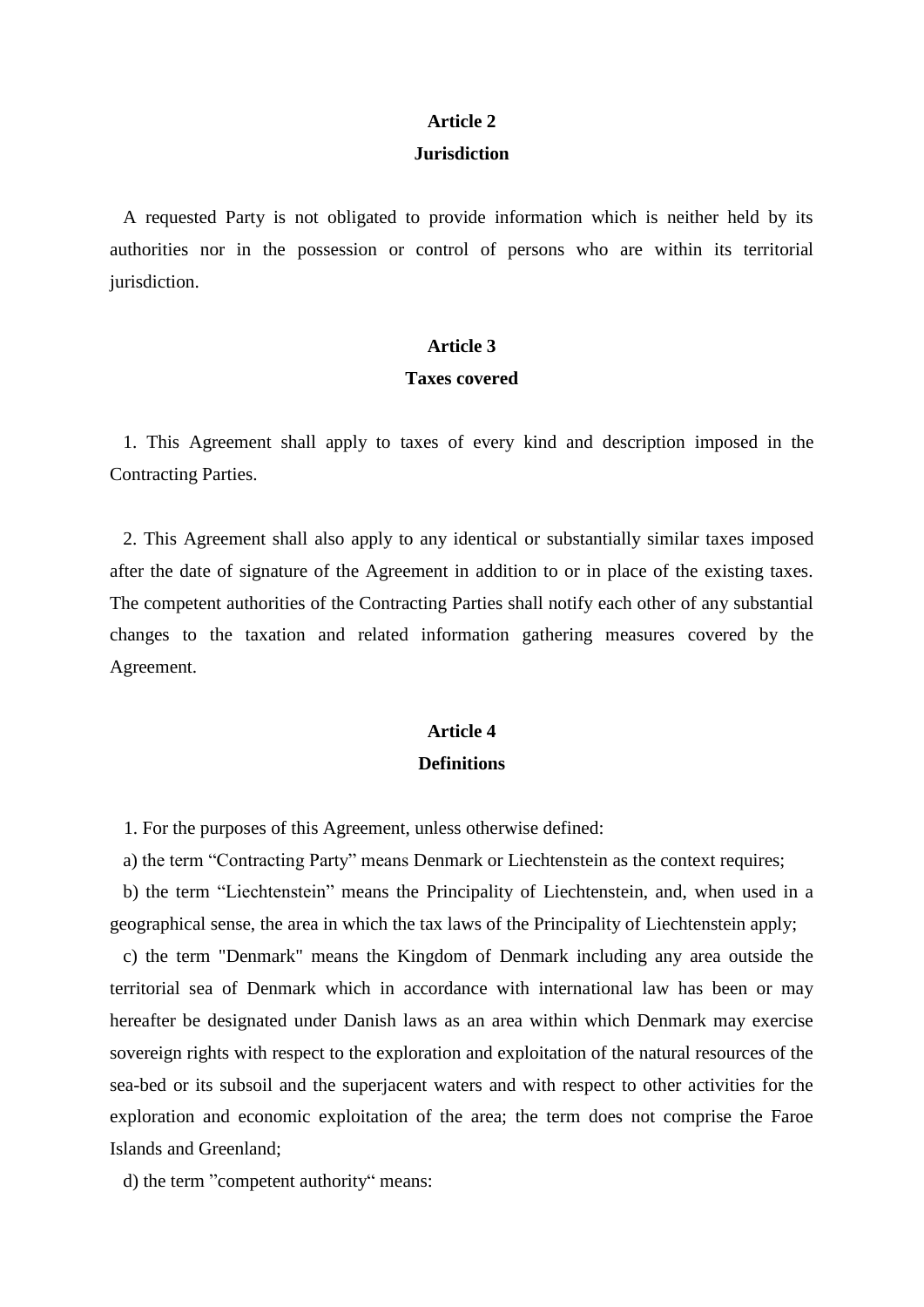## Article 2
## Jurisdiction

A requested Party is not obligated to provide information which is neither held by its authorities nor in the possession or control of persons who are within its territorial jurisdiction.

## Article 3
## Taxes covered

1. This Agreement shall apply to taxes of every kind and description imposed in the Contracting Parties.

2. This Agreement shall also apply to any identical or substantially similar taxes imposed after the date of signature of the Agreement in addition to or in place of the existing taxes. The competent authorities of the Contracting Parties shall notify each other of any substantial changes to the taxation and related information gathering measures covered by the Agreement.

## Article 4
## Definitions

1. For the purposes of this Agreement, unless otherwise defined:

a) the term “Contracting Party” means Denmark or Liechtenstein as the context requires;

b) the term “Liechtenstein” means the Principality of Liechtenstein, and, when used in a geographical sense, the area in which the tax laws of the Principality of Liechtenstein apply;

c) the term "Denmark" means the Kingdom of Denmark including any area outside the territorial sea of Denmark which in accordance with international law has been or may hereafter be designated under Danish laws as an area within which Denmark may exercise sovereign rights with respect to the exploration and exploitation of the natural resources of the sea-bed or its subsoil and the superjacent waters and with respect to other activities for the exploration and economic exploitation of the area; the term does not comprise the Faroe Islands and Greenland;

d) the term ”competent authority“ means: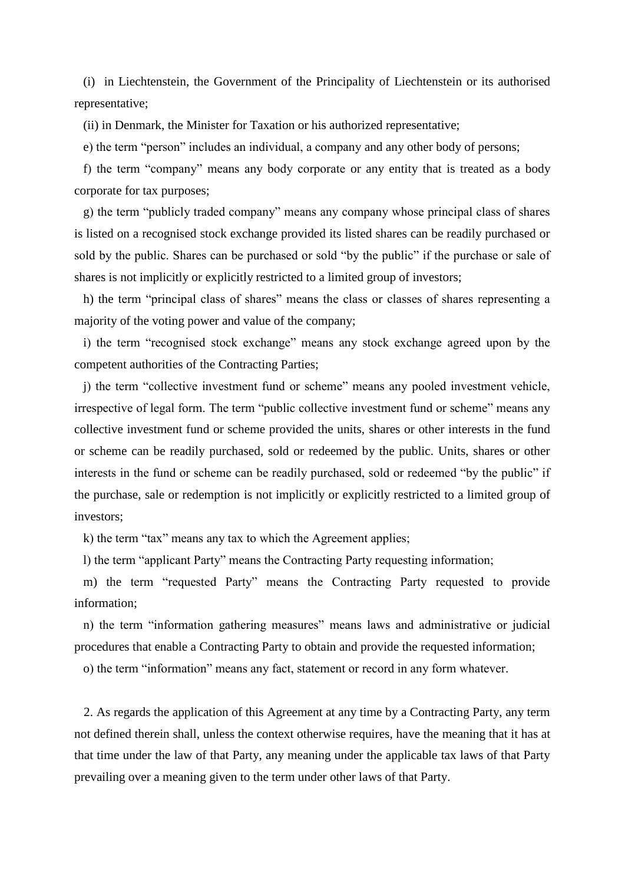(i) in Liechtenstein, the Government of the Principality of Liechtenstein or its authorised representative;

(ii) in Denmark, the Minister for Taxation or his authorized representative;

e) the term “person” includes an individual, a company and any other body of persons;

f) the term “company” means any body corporate or any entity that is treated as a body corporate for tax purposes;

g) the term “publicly traded company” means any company whose principal class of shares is listed on a recognised stock exchange provided its listed shares can be readily purchased or sold by the public. Shares can be purchased or sold “by the public” if the purchase or sale of shares is not implicitly or explicitly restricted to a limited group of investors;

h) the term “principal class of shares” means the class or classes of shares representing a majority of the voting power and value of the company;

i) the term “recognised stock exchange” means any stock exchange agreed upon by the competent authorities of the Contracting Parties;

j) the term “collective investment fund or scheme” means any pooled investment vehicle, irrespective of legal form. The term “public collective investment fund or scheme” means any collective investment fund or scheme provided the units, shares or other interests in the fund or scheme can be readily purchased, sold or redeemed by the public. Units, shares or other interests in the fund or scheme can be readily purchased, sold or redeemed “by the public” if the purchase, sale or redemption is not implicitly or explicitly restricted to a limited group of investors;

k) the term “tax” means any tax to which the Agreement applies;

l) the term “applicant Party” means the Contracting Party requesting information;

m) the term “requested Party” means the Contracting Party requested to provide information;

n) the term “information gathering measures” means laws and administrative or judicial procedures that enable a Contracting Party to obtain and provide the requested information;

o) the term “information” means any fact, statement or record in any form whatever.

2. As regards the application of this Agreement at any time by a Contracting Party, any term not defined therein shall, unless the context otherwise requires, have the meaning that it has at that time under the law of that Party, any meaning under the applicable tax laws of that Party prevailing over a meaning given to the term under other laws of that Party.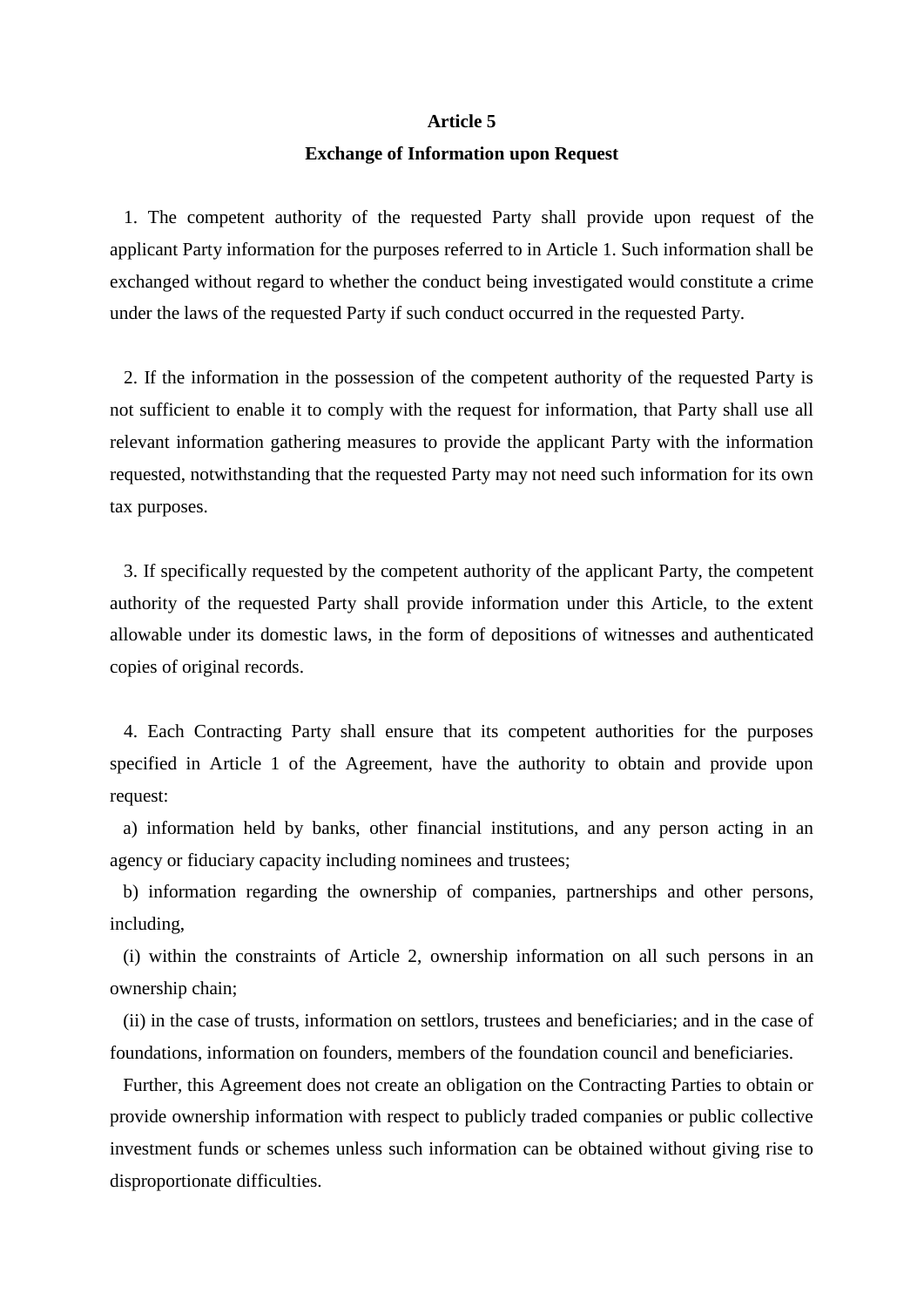**Article 5**

**Exchange of Information upon Request**

1. The competent authority of the requested Party shall provide upon request of the applicant Party information for the purposes referred to in Article 1. Such information shall be exchanged without regard to whether the conduct being investigated would constitute a crime under the laws of the requested Party if such conduct occurred in the requested Party.

2. If the information in the possession of the competent authority of the requested Party is not sufficient to enable it to comply with the request for information, that Party shall use all relevant information gathering measures to provide the applicant Party with the information requested, notwithstanding that the requested Party may not need such information for its own tax purposes.

3. If specifically requested by the competent authority of the applicant Party, the competent authority of the requested Party shall provide information under this Article, to the extent allowable under its domestic laws, in the form of depositions of witnesses and authenticated copies of original records.

4. Each Contracting Party shall ensure that its competent authorities for the purposes specified in Article 1 of the Agreement, have the authority to obtain and provide upon request:

a) information held by banks, other financial institutions, and any person acting in an agency or fiduciary capacity including nominees and trustees;

b) information regarding the ownership of companies, partnerships and other persons, including,

(i) within the constraints of Article 2, ownership information on all such persons in an ownership chain;

(ii) in the case of trusts, information on settlors, trustees and beneficiaries; and in the case of foundations, information on founders, members of the foundation council and beneficiaries.

Further, this Agreement does not create an obligation on the Contracting Parties to obtain or provide ownership information with respect to publicly traded companies or public collective investment funds or schemes unless such information can be obtained without giving rise to disproportionate difficulties.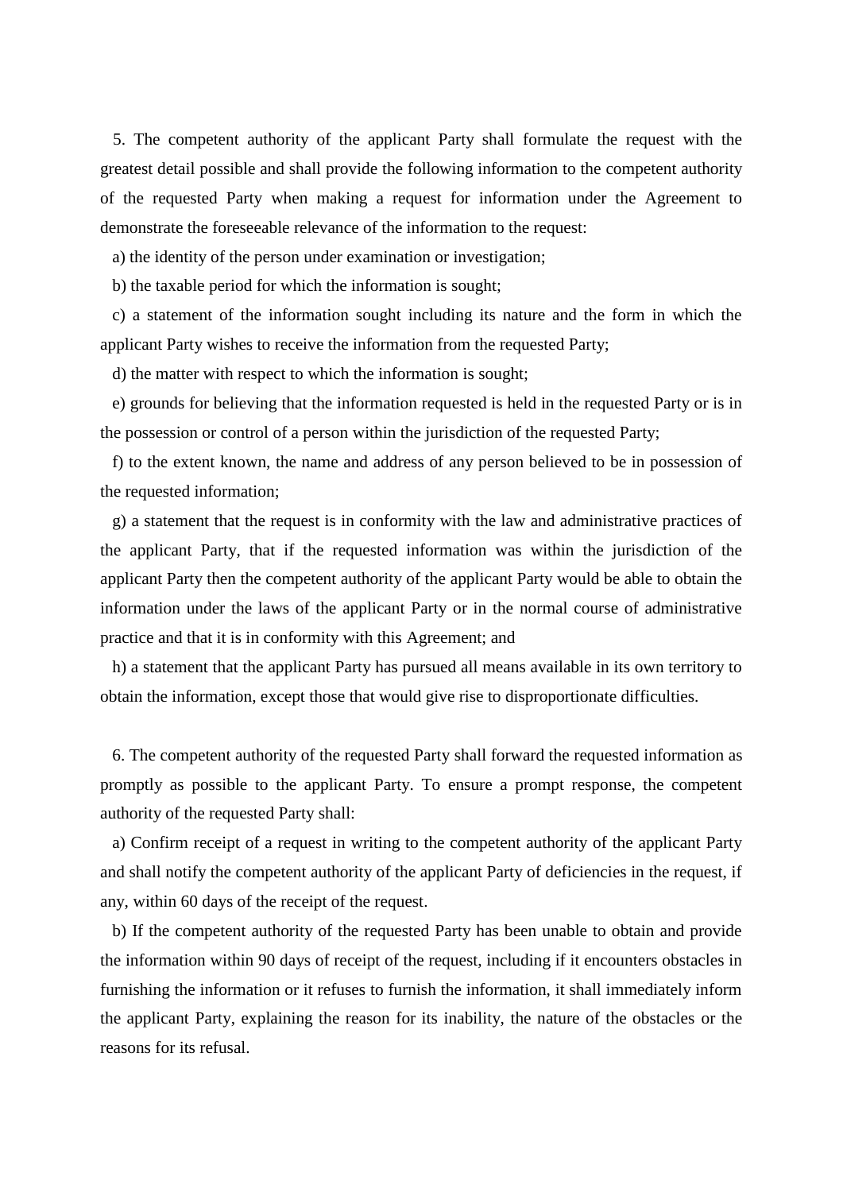5. The competent authority of the applicant Party shall formulate the request with the greatest detail possible and shall provide the following information to the competent authority of the requested Party when making a request for information under the Agreement to demonstrate the foreseeable relevance of the information to the request:

a) the identity of the person under examination or investigation;

b) the taxable period for which the information is sought;

c) a statement of the information sought including its nature and the form in which the applicant Party wishes to receive the information from the requested Party;

d) the matter with respect to which the information is sought;

e) grounds for believing that the information requested is held in the requested Party or is in the possession or control of a person within the jurisdiction of the requested Party;

f) to the extent known, the name and address of any person believed to be in possession of the requested information;

g) a statement that the request is in conformity with the law and administrative practices of the applicant Party, that if the requested information was within the jurisdiction of the applicant Party then the competent authority of the applicant Party would be able to obtain the information under the laws of the applicant Party or in the normal course of administrative practice and that it is in conformity with this Agreement; and

h) a statement that the applicant Party has pursued all means available in its own territory to obtain the information, except those that would give rise to disproportionate difficulties.

6. The competent authority of the requested Party shall forward the requested information as promptly as possible to the applicant Party. To ensure a prompt response, the competent authority of the requested Party shall:

a) Confirm receipt of a request in writing to the competent authority of the applicant Party and shall notify the competent authority of the applicant Party of deficiencies in the request, if any, within 60 days of the receipt of the request.

b) If the competent authority of the requested Party has been unable to obtain and provide the information within 90 days of receipt of the request, including if it encounters obstacles in furnishing the information or it refuses to furnish the information, it shall immediately inform the applicant Party, explaining the reason for its inability, the nature of the obstacles or the reasons for its refusal.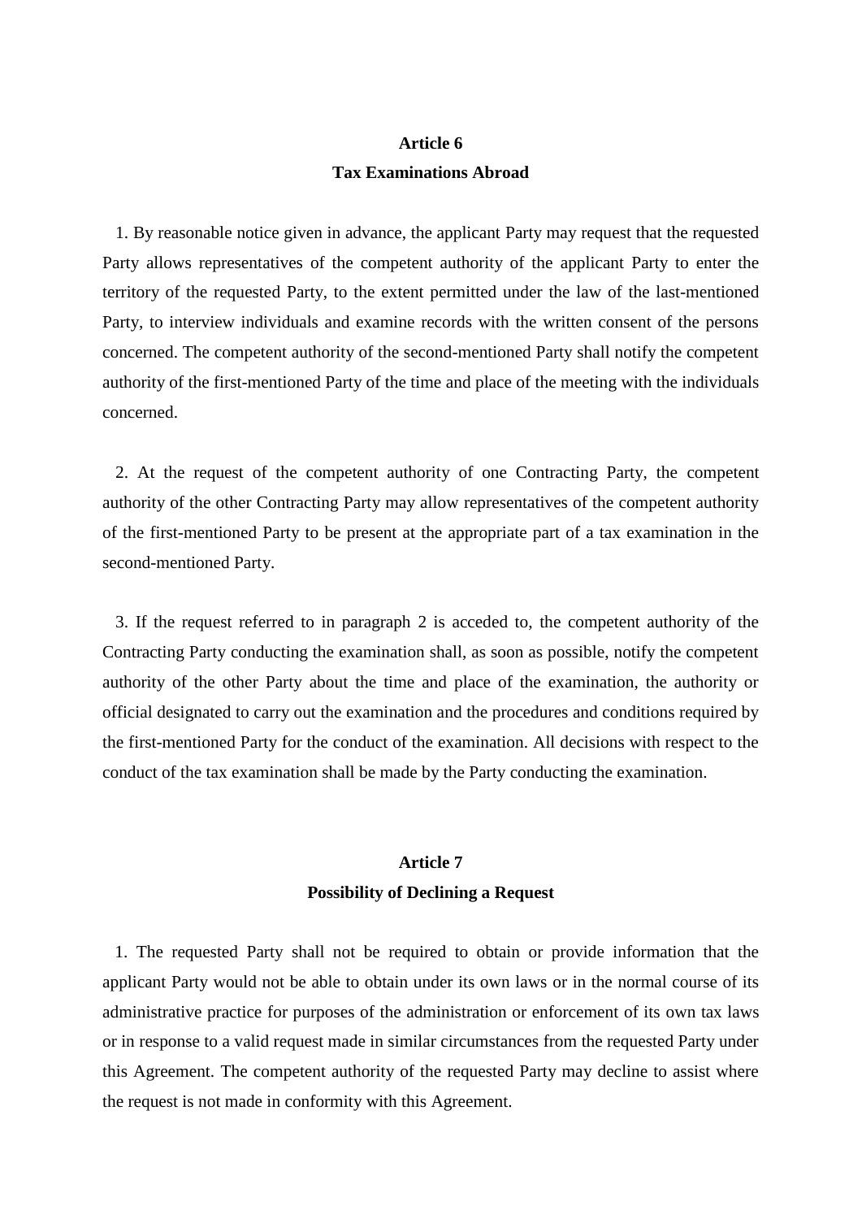**Article 6**
**Tax Examinations Abroad**

1. By reasonable notice given in advance, the applicant Party may request that the requested Party allows representatives of the competent authority of the applicant Party to enter the territory of the requested Party, to the extent permitted under the law of the last-mentioned Party, to interview individuals and examine records with the written consent of the persons concerned. The competent authority of the second-mentioned Party shall notify the competent authority of the first-mentioned Party of the time and place of the meeting with the individuals concerned.

2. At the request of the competent authority of one Contracting Party, the competent authority of the other Contracting Party may allow representatives of the competent authority of the first-mentioned Party to be present at the appropriate part of a tax examination in the second-mentioned Party.

3. If the request referred to in paragraph 2 is acceded to, the competent authority of the Contracting Party conducting the examination shall, as soon as possible, notify the competent authority of the other Party about the time and place of the examination, the authority or official designated to carry out the examination and the procedures and conditions required by the first-mentioned Party for the conduct of the examination. All decisions with respect to the conduct of the tax examination shall be made by the Party conducting the examination.

**Article 7**
**Possibility of Declining a Request**

1. The requested Party shall not be required to obtain or provide information that the applicant Party would not be able to obtain under its own laws or in the normal course of its administrative practice for purposes of the administration or enforcement of its own tax laws or in response to a valid request made in similar circumstances from the requested Party under this Agreement. The competent authority of the requested Party may decline to assist where the request is not made in conformity with this Agreement.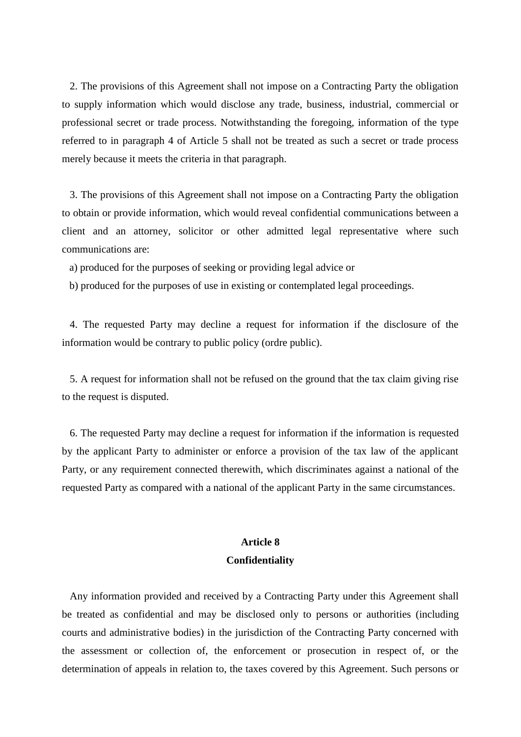2. The provisions of this Agreement shall not impose on a Contracting Party the obligation to supply information which would disclose any trade, business, industrial, commercial or professional secret or trade process. Notwithstanding the foregoing, information of the type referred to in paragraph 4 of Article 5 shall not be treated as such a secret or trade process merely because it meets the criteria in that paragraph.

3. The provisions of this Agreement shall not impose on a Contracting Party the obligation to obtain or provide information, which would reveal confidential communications between a client and an attorney, solicitor or other admitted legal representative where such communications are:

a) produced for the purposes of seeking or providing legal advice or

b) produced for the purposes of use in existing or contemplated legal proceedings.

4. The requested Party may decline a request for information if the disclosure of the information would be contrary to public policy (ordre public).

5. A request for information shall not be refused on the ground that the tax claim giving rise to the request is disputed.

6. The requested Party may decline a request for information if the information is requested by the applicant Party to administer or enforce a provision of the tax law of the applicant Party, or any requirement connected therewith, which discriminates against a national of the requested Party as compared with a national of the applicant Party in the same circumstances.

## Article 8
## Confidentiality

Any information provided and received by a Contracting Party under this Agreement shall be treated as confidential and may be disclosed only to persons or authorities (including courts and administrative bodies) in the jurisdiction of the Contracting Party concerned with the assessment or collection of, the enforcement or prosecution in respect of, or the determination of appeals in relation to, the taxes covered by this Agreement. Such persons or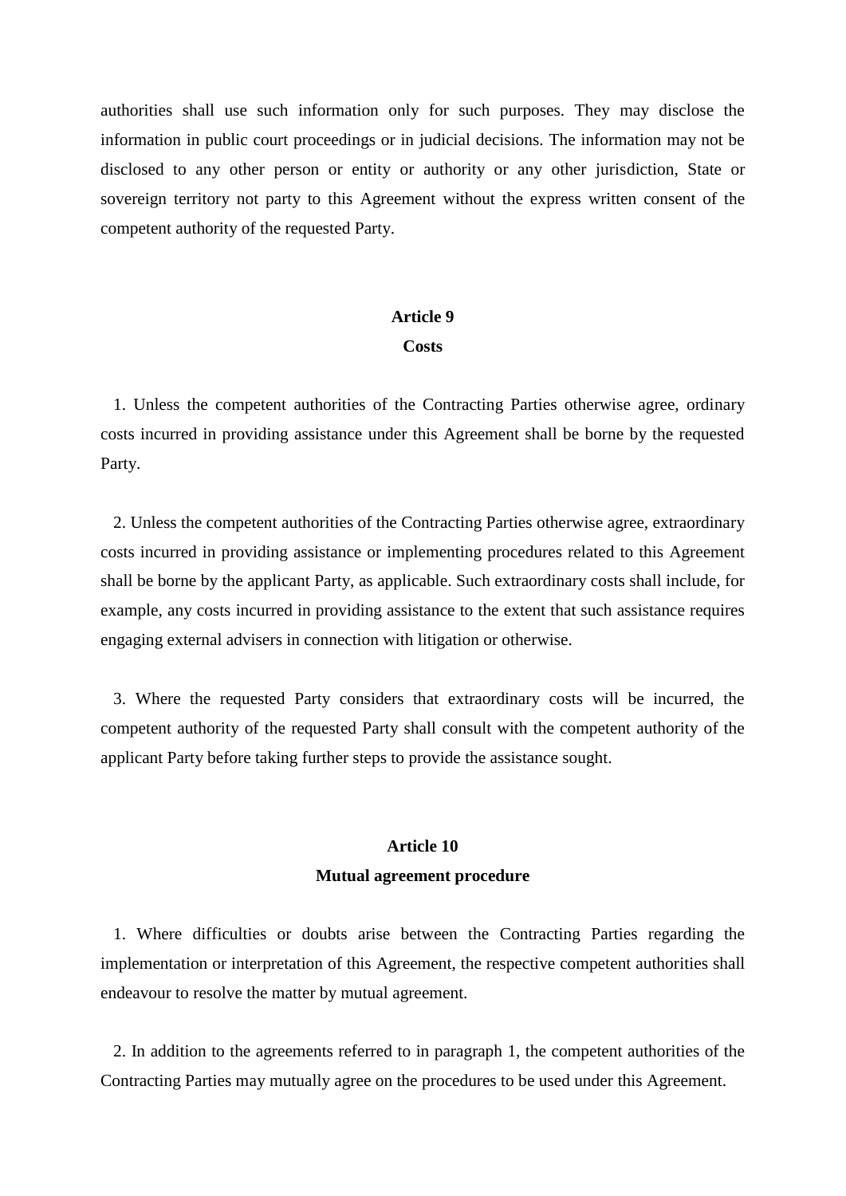authorities shall use such information only for such purposes. They may disclose the information in public court proceedings or in judicial decisions. The information may not be disclosed to any other person or entity or authority or any other jurisdiction, State or sovereign territory not party to this Agreement without the express written consent of the competent authority of the requested Party.

**Article 9**

**Costs**

1. Unless the competent authorities of the Contracting Parties otherwise agree, ordinary costs incurred in providing assistance under this Agreement shall be borne by the requested Party.

2. Unless the competent authorities of the Contracting Parties otherwise agree, extraordinary costs incurred in providing assistance or implementing procedures related to this Agreement shall be borne by the applicant Party, as applicable. Such extraordinary costs shall include, for example, any costs incurred in providing assistance to the extent that such assistance requires engaging external advisers in connection with litigation or otherwise.

3. Where the requested Party considers that extraordinary costs will be incurred, the competent authority of the requested Party shall consult with the competent authority of the applicant Party before taking further steps to provide the assistance sought.

**Article 10**

**Mutual agreement procedure**

1. Where difficulties or doubts arise between the Contracting Parties regarding the implementation or interpretation of this Agreement, the respective competent authorities shall endeavour to resolve the matter by mutual agreement.

2. In addition to the agreements referred to in paragraph 1, the competent authorities of the Contracting Parties may mutually agree on the procedures to be used under this Agreement.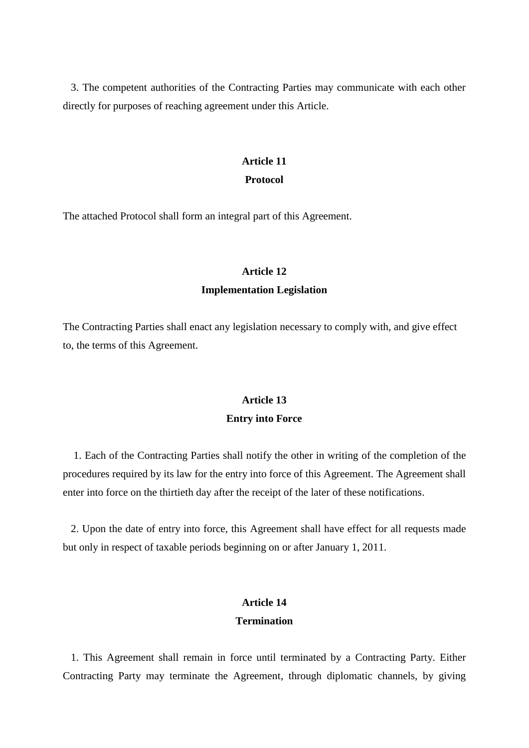3. The competent authorities of the Contracting Parties may communicate with each other directly for purposes of reaching agreement under this Article.

**Article 11**

**Protocol**

The attached Protocol shall form an integral part of this Agreement.

**Article 12**

**Implementation Legislation**

The Contracting Parties shall enact any legislation necessary to comply with, and give effect to, the terms of this Agreement.

**Article 13**

**Entry into Force**

1. Each of the Contracting Parties shall notify the other in writing of the completion of the procedures required by its law for the entry into force of this Agreement. The Agreement shall enter into force on the thirtieth day after the receipt of the later of these notifications.

2. Upon the date of entry into force, this Agreement shall have effect for all requests made but only in respect of taxable periods beginning on or after January 1, 2011.

**Article 14**

**Termination**

1. This Agreement shall remain in force until terminated by a Contracting Party. Either Contracting Party may terminate the Agreement, through diplomatic channels, by giving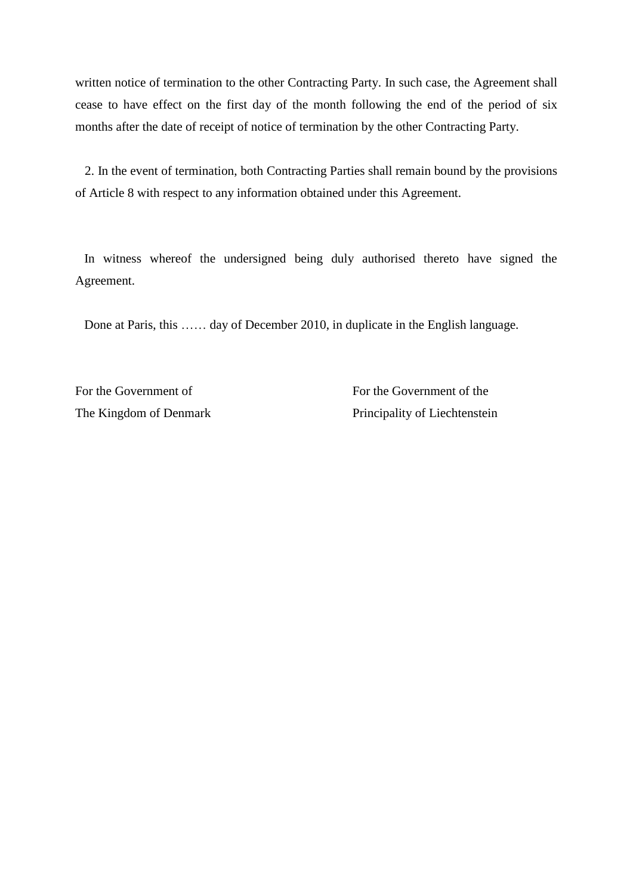written notice of termination to the other Contracting Party. In such case, the Agreement shall cease to have effect on the first day of the month following the end of the period of six months after the date of receipt of notice of termination by the other Contracting Party.

2. In the event of termination, both Contracting Parties shall remain bound by the provisions of Article 8 with respect to any information obtained under this Agreement.

In witness whereof the undersigned being duly authorised thereto have signed the Agreement.

Done at Paris, this …… day of December 2010, in duplicate in the English language.

| For the Government of<br>The Kingdom of Denmark | For the Government of the<br>Principality of Liechtenstein |
|---|---|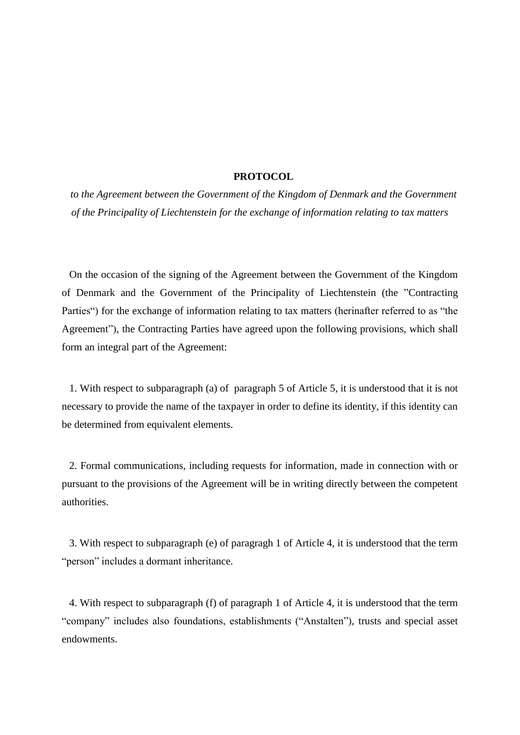**PROTOCOL**

*to the Agreement between the Government of the Kingdom of Denmark and the Government of the Principality of Liechtenstein for the exchange of information relating to tax matters*

On the occasion of the signing of the Agreement between the Government of the Kingdom of Denmark and the Government of the Principality of Liechtenstein (the "Contracting Parties") for the exchange of information relating to tax matters (herinafter referred to as "the Agreement"), the Contracting Parties have agreed upon the following provisions, which shall form an integral part of the Agreement:

1. With respect to subparagraph (a) of paragraph 5 of Article 5, it is understood that it is not necessary to provide the name of the taxpayer in order to define its identity, if this identity can be determined from equivalent elements.

2. Formal communications, including requests for information, made in connection with or pursuant to the provisions of the Agreement will be in writing directly between the competent authorities.

3. With respect to subparagraph (e) of paragragh 1 of Article 4, it is understood that the term "person" includes a dormant inheritance.

4. With respect to subparagraph (f) of paragraph 1 of Article 4, it is understood that the term "company" includes also foundations, establishments ("Anstalten"), trusts and special asset endowments.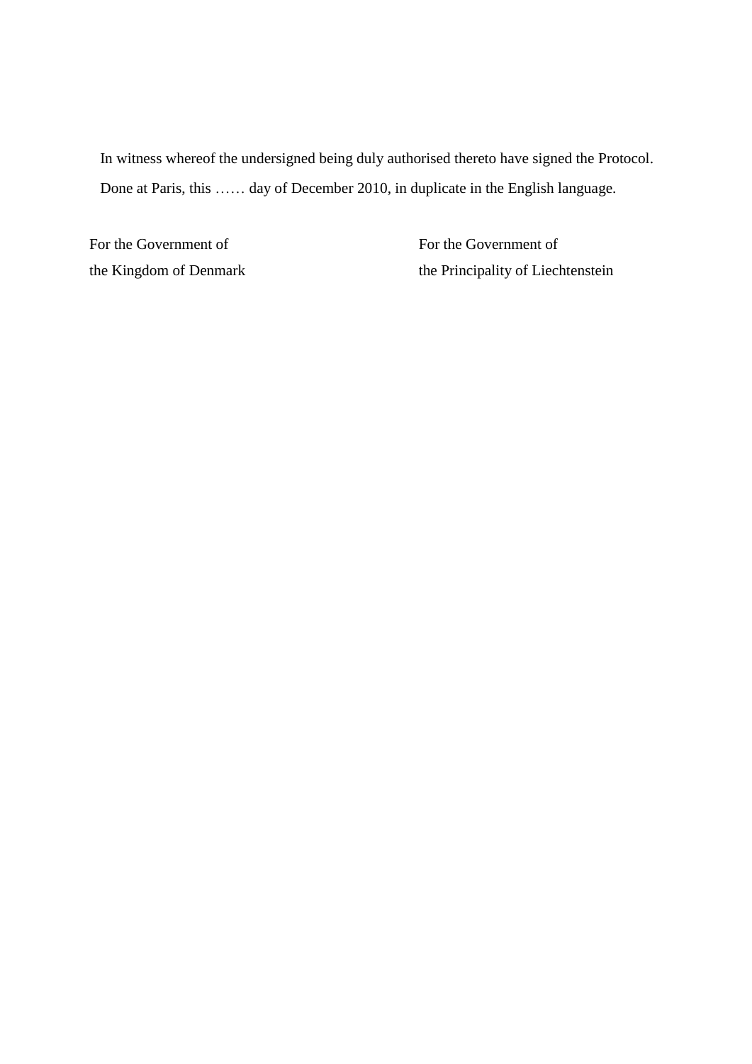In witness whereof the undersigned being duly authorised thereto have signed the Protocol.

Done at Paris, this …… day of December 2010, in duplicate in the English language.

| | |
|---|---|
| For the Government of | For the Government of |
| the Kingdom of Denmark | the Principality of Liechtenstein |